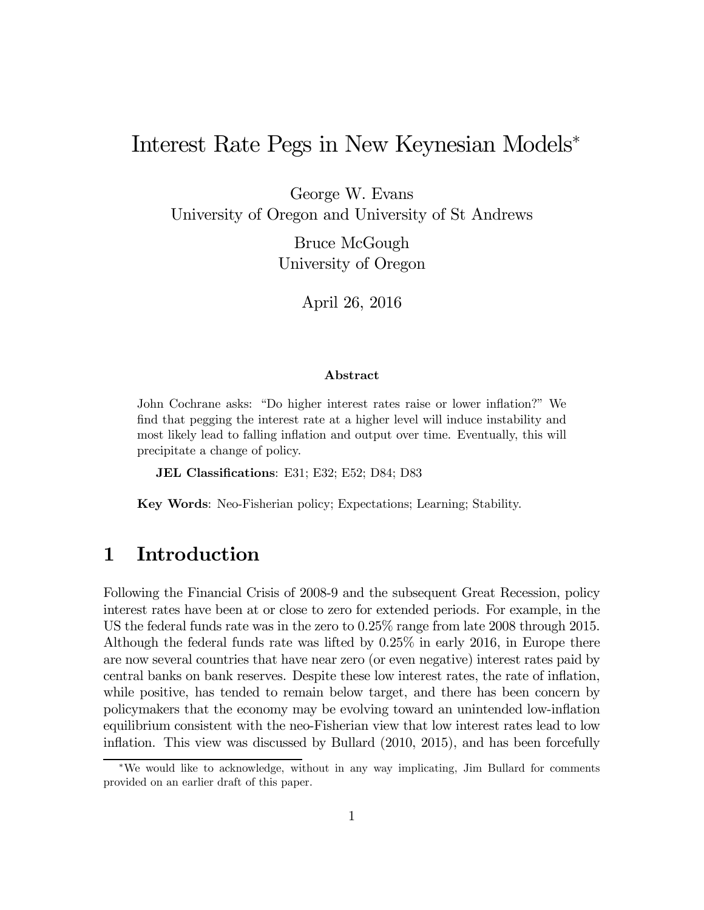# Interest Rate Pegs in New Keynesian Models*

George W. Evans
University of Oregon and University of St Andrews

Bruce McGough
University of Oregon

April 26, 2016

### Abstract

John Cochrane asks: "Do higher interest rates raise or lower inflation?" We find that pegging the interest rate at a higher level will induce instability and most likely lead to falling inflation and output over time. Eventually, this will precipitate a change of policy.

**JEL Classifications**: E31; E32; E52; D84; D83

**Key Words**: Neo-Fisherian policy; Expectations; Learning; Stability.

## 1 Introduction

Following the Financial Crisis of 2008-9 and the subsequent Great Recession, policy interest rates have been at or close to zero for extended periods. For example, in the US the federal funds rate was in the zero to 0.25% range from late 2008 through 2015. Although the federal funds rate was lifted by 0.25% in early 2016, in Europe there are now several countries that have near zero (or even negative) interest rates paid by central banks on bank reserves. Despite these low interest rates, the rate of inflation, while positive, has tended to remain below target, and there has been concern by policymakers that the economy may be evolving toward an unintended low-inflation equilibrium consistent with the neo-Fisherian view that low interest rates lead to low inflation. This view was discussed by Bullard (2010, 2015), and has been forcefully

*We would like to acknowledge, without in any way implicating, Jim Bullard for comments provided on an earlier draft of this paper.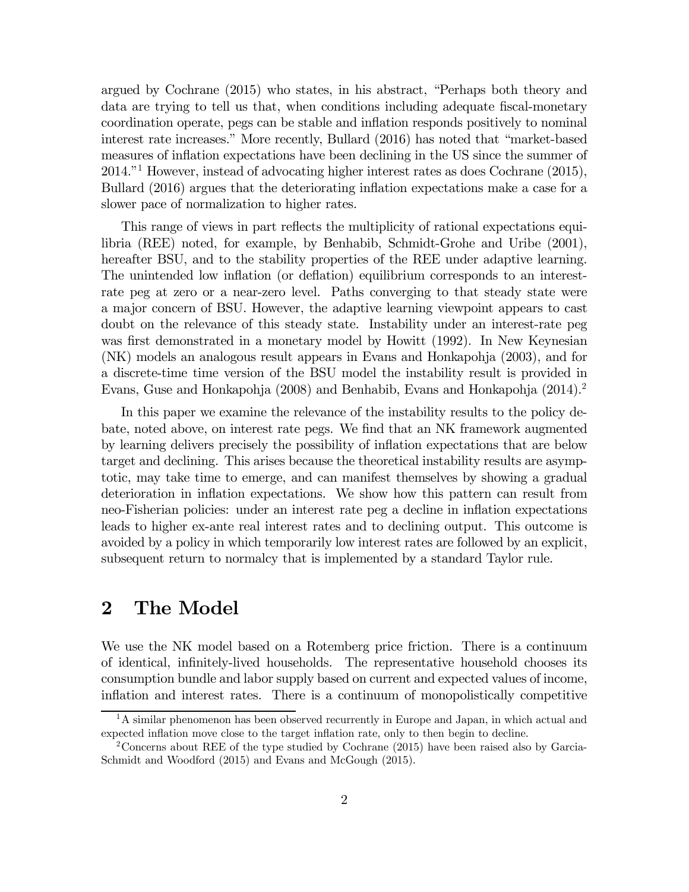argued by Cochrane (2015) who states, in his abstract, "Perhaps both theory and data are trying to tell us that, when conditions including adequate fiscal-monetary coordination operate, pegs can be stable and inflation responds positively to nominal interest rate increases." More recently, Bullard (2016) has noted that "market-based measures of inflation expectations have been declining in the US since the summer of 2014."[1] However, instead of advocating higher interest rates as does Cochrane (2015), Bullard (2016) argues that the deteriorating inflation expectations make a case for a slower pace of normalization to higher rates.

This range of views in part reflects the multiplicity of rational expectations equilibria (REE) noted, for example, by Benhabib, Schmidt-Grohe and Uribe (2001), hereafter BSU, and to the stability properties of the REE under adaptive learning. The unintended low inflation (or deflation) equilibrium corresponds to an interest-rate peg at zero or a near-zero level. Paths converging to that steady state were a major concern of BSU. However, the adaptive learning viewpoint appears to cast doubt on the relevance of this steady state. Instability under an interest-rate peg was first demonstrated in a monetary model by Howitt (1992). In New Keynesian (NK) models an analogous result appears in Evans and Honkapohja (2003), and for a discrete-time time version of the BSU model the instability result is provided in Evans, Guse and Honkapohja (2008) and Benhabib, Evans and Honkapohja (2014).[2]

In this paper we examine the relevance of the instability results to the policy debate, noted above, on interest rate pegs. We find that an NK framework augmented by learning delivers precisely the possibility of inflation expectations that are below target and declining. This arises because the theoretical instability results are asymptotic, may take time to emerge, and can manifest themselves by showing a gradual deterioration in inflation expectations. We show how this pattern can result from neo-Fisherian policies: under an interest rate peg a decline in inflation expectations leads to higher ex-ante real interest rates and to declining output. This outcome is avoided by a policy in which temporarily low interest rates are followed by an explicit, subsequent return to normalcy that is implemented by a standard Taylor rule.

## 2 The Model

We use the NK model based on a Rotemberg price friction. There is a continuum of identical, infinitely-lived households. The representative household chooses its consumption bundle and labor supply based on current and expected values of income, inflation and interest rates. There is a continuum of monopolistically competitive

[1] A similar phenomenon has been observed recurrently in Europe and Japan, in which actual and expected inflation move close to the target inflation rate, only to then begin to decline.

[2] Concerns about REE of the type studied by Cochrane (2015) have been raised also by Garcia-Schmidt and Woodford (2015) and Evans and McGough (2015).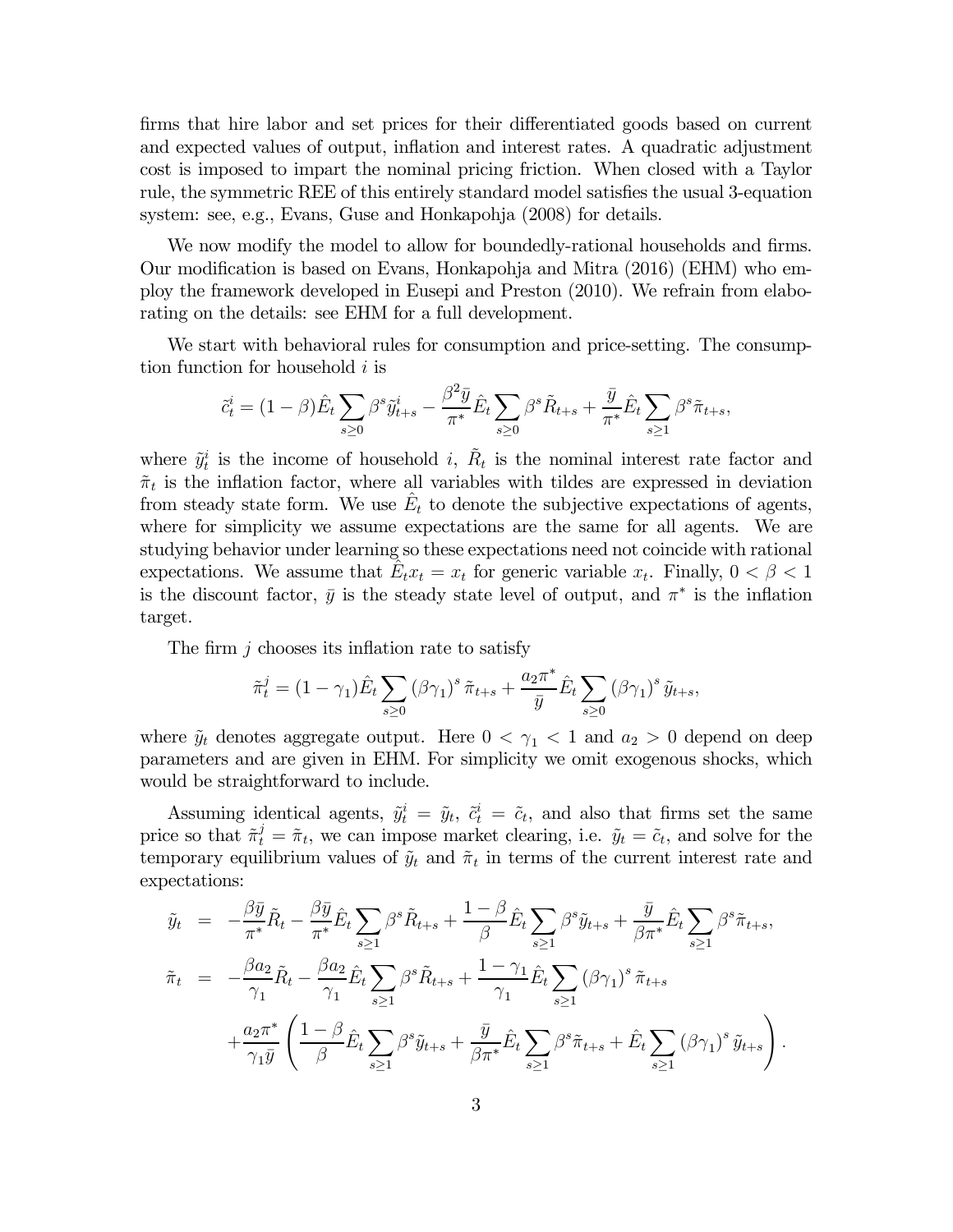firms that hire labor and set prices for their differentiated goods based on current and expected values of output, inflation and interest rates. A quadratic adjustment cost is imposed to impart the nominal pricing friction. When closed with a Taylor rule, the symmetric REE of this entirely standard model satisfies the usual 3-equation system: see, e.g., Evans, Guse and Honkapohja (2008) for details.

We now modify the model to allow for boundedly-rational households and firms. Our modification is based on Evans, Honkapohja and Mitra (2016) (EHM) who employ the framework developed in Eusepi and Preston (2010). We refrain from elaborating on the details: see EHM for a full development.

We start with behavioral rules for consumption and price-setting. The consumption function for household $i$ is

$$\tilde{c}_t^i = (1-\beta)\hat{E}_t \sum_{s\geq 0} \beta^s \tilde{y}_{t+s}^i - \frac{\beta^2 \bar{y}}{\pi^*} \hat{E}_t \sum_{s\geq 0} \beta^s \tilde{R}_{t+s} + \frac{\bar{y}}{\pi^*} \hat{E}_t \sum_{s\geq 1} \beta^s \tilde{\pi}_{t+s},$$

where $\tilde{y}_t^i$ is the income of household $i$, $\tilde{R}_t$ is the nominal interest rate factor and $\tilde{\pi}_t$ is the inflation factor, where all variables with tildes are expressed in deviation from steady state form. We use $\hat{E}_t$ to denote the subjective expectations of agents, where for simplicity we assume expectations are the same for all agents. We are studying behavior under learning so these expectations need not coincide with rational expectations. We assume that $\hat{E}_t x_t = x_t$ for generic variable $x_t$. Finally, $0 < \beta < 1$ is the discount factor, $\bar{y}$ is the steady state level of output, and $\pi^*$ is the inflation target.

The firm $j$ chooses its inflation rate to satisfy

$$\tilde{\pi}_t^j = (1-\gamma_1)\hat{E}_t \sum_{s\geq 0} (\beta\gamma_1)^s \tilde{\pi}_{t+s} + \frac{a_2 \pi^*}{\bar{y}} \hat{E}_t \sum_{s\geq 0} (\beta\gamma_1)^s \tilde{y}_{t+s},$$

where $\tilde{y}_t$ denotes aggregate output. Here $0 < \gamma_1 < 1$ and $a_2 > 0$ depend on deep parameters and are given in EHM. For simplicity we omit exogenous shocks, which would be straightforward to include.

Assuming identical agents, $\tilde{y}_t^i = \tilde{y}_t$, $\tilde{c}_t^i = \tilde{c}_t$, and also that firms set the same price so that $\tilde{\pi}_t^j = \tilde{\pi}_t$, we can impose market clearing, i.e. $\tilde{y}_t = \tilde{c}_t$, and solve for the temporary equilibrium values of $\tilde{y}_t$ and $\tilde{\pi}_t$ in terms of the current interest rate and expectations:

$$\begin{aligned}
\tilde{y}_t &= -\frac{\beta\bar{y}}{\pi^*}\tilde{R}_t - \frac{\beta\bar{y}}{\pi^*}\hat{E}_t \sum_{s\geq 1} \beta^s \tilde{R}_{t+s} + \frac{1-\beta}{\beta}\hat{E}_t \sum_{s\geq 1} \beta^s \tilde{y}_{t+s} + \frac{\bar{y}}{\beta\pi^*}\hat{E}_t \sum_{s\geq 1} \beta^s \tilde{\pi}_{t+s}, \\
\tilde{\pi}_t &= -\frac{\beta a_2}{\gamma_1}\tilde{R}_t - \frac{\beta a_2}{\gamma_1}\hat{E}_t \sum_{s\geq 1} \beta^s \tilde{R}_{t+s} + \frac{1-\gamma_1}{\gamma_1}\hat{E}_t \sum_{s\geq 1} (\beta\gamma_1)^s \tilde{\pi}_{t+s} \\
&\quad + \frac{a_2\pi^*}{\gamma_1\bar{y}}\left(\frac{1-\beta}{\beta}\hat{E}_t \sum_{s\geq 1} \beta^s \tilde{y}_{t+s} + \frac{\bar{y}}{\beta\pi^*}\hat{E}_t \sum_{s\geq 1} \beta^s \tilde{\pi}_{t+s} + \hat{E}_t \sum_{s\geq 1} (\beta\gamma_1)^s \tilde{y}_{t+s}\right).
\end{aligned}$$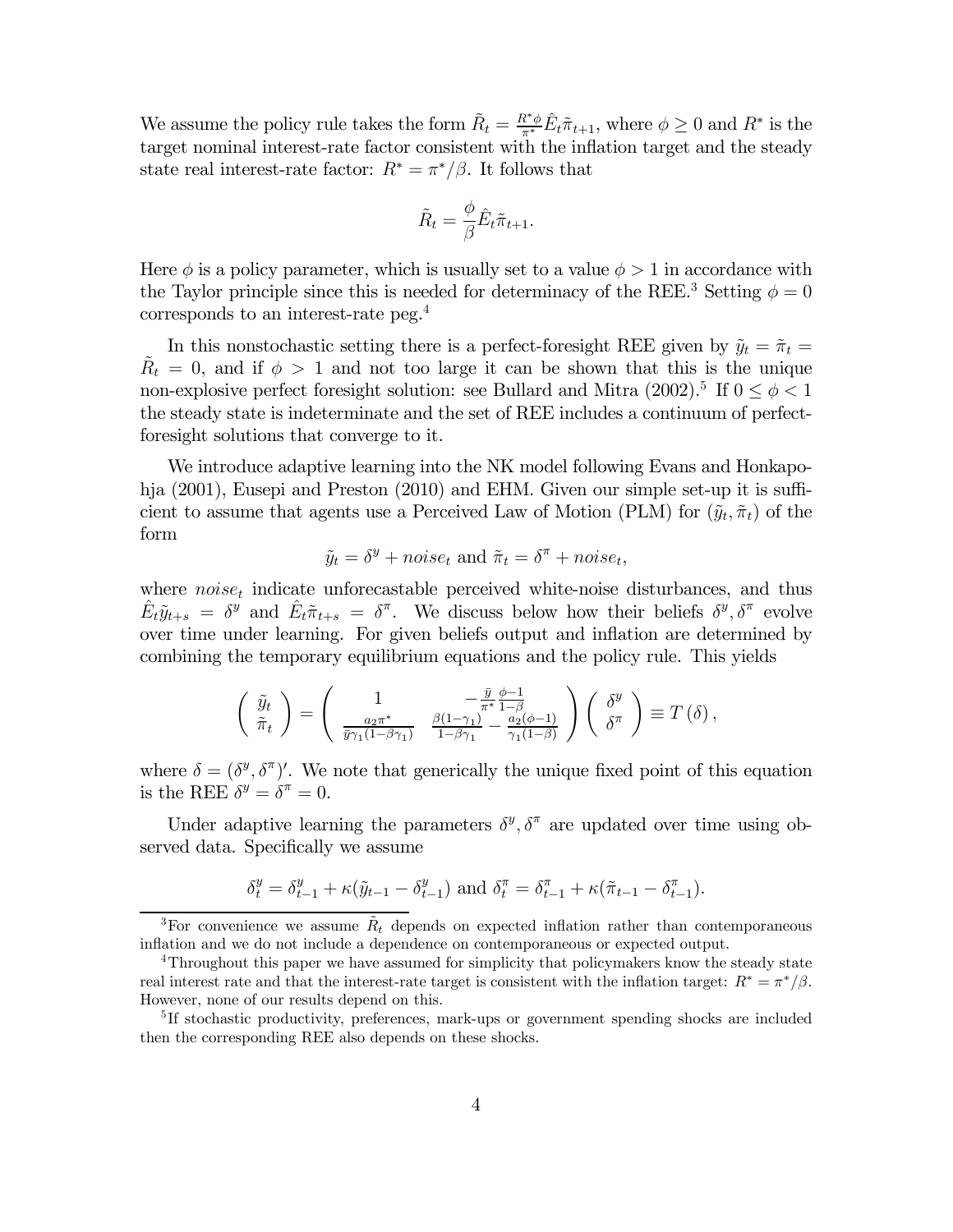We assume the policy rule takes the form $\tilde{R}_t = \frac{R^* \phi}{\pi^*} \hat{E}_t \tilde{\pi}_{t+1}$, where $\phi \geq 0$ and $R^*$ is the target nominal interest-rate factor consistent with the inflation target and the steady state real interest-rate factor: $R^* = \pi^*/\beta$. It follows that

$$\tilde{R}_t = \frac{\phi}{\beta} \hat{E}_t \tilde{\pi}_{t+1}.$$

Here $\phi$ is a policy parameter, which is usually set to a value $\phi > 1$ in accordance with the Taylor principle since this is needed for determinacy of the REE.[3] Setting $\phi = 0$ corresponds to an interest-rate peg.[4]

In this nonstochastic setting there is a perfect-foresight REE given by $\tilde{y}_t = \tilde{\pi}_t = \tilde{R}_t = 0$, and if $\phi > 1$ and not too large it can be shown that this is the unique non-explosive perfect foresight solution: see Bullard and Mitra (2002).[5] If $0 \leq \phi < 1$ the steady state is indeterminate and the set of REE includes a continuum of perfect-foresight solutions that converge to it.

We introduce adaptive learning into the NK model following Evans and Honkapohja (2001), Eusepi and Preston (2010) and EHM. Given our simple set-up it is sufficient to assume that agents use a Perceived Law of Motion (PLM) for $(\tilde{y}_t, \tilde{\pi}_t)$ of the form

$$\tilde{y}_t = \delta^y + noise_t \text{ and } \tilde{\pi}_t = \delta^\pi + noise_t,$$

where $noise_t$ indicate unforecastable perceived white-noise disturbances, and thus $\hat{E}_t \tilde{y}_{t+s} = \delta^y$ and $\hat{E}_t \tilde{\pi}_{t+s} = \delta^\pi$. We discuss below how their beliefs $\delta^y, \delta^\pi$ evolve over time under learning. For given beliefs output and inflation are determined by combining the temporary equilibrium equations and the policy rule. This yields

$$\begin{pmatrix} \tilde{y}_t \\ \tilde{\pi}_t \end{pmatrix} = \begin{pmatrix} 1 & -\frac{\bar{y}}{\pi^*} \frac{\phi - 1}{1 - \beta} \\ \frac{a_2 \pi^*}{\bar{y} \gamma_1 (1 - \beta \gamma_1)} & \frac{\beta (1 - \gamma_1)}{1 - \beta \gamma_1} - \frac{a_2 (\phi - 1)}{\gamma_1 (1 - \beta)} \end{pmatrix} \begin{pmatrix} \delta^y \\ \delta^\pi \end{pmatrix} \equiv T(\delta),$$

where $\delta = (\delta^y, \delta^\pi)'$. We note that generically the unique fixed point of this equation is the REE $\delta^y = \delta^\pi = 0$.

Under adaptive learning the parameters $\delta^y, \delta^\pi$ are updated over time using observed data. Specifically we assume

$$\delta^y_t = \delta^y_{t-1} + \kappa(\tilde{y}_{t-1} - \delta^y_{t-1}) \text{ and } \delta^\pi_t = \delta^\pi_{t-1} + \kappa(\tilde{\pi}_{t-1} - \delta^\pi_{t-1}).$$

---

[3] For convenience we assume $\tilde{R}_t$ depends on expected inflation rather than contemporaneous inflation and we do not include a dependence on contemporaneous or expected output.

[4] Throughout this paper we have assumed for simplicity that policymakers know the steady state real interest rate and that the interest-rate target is consistent with the inflation target: $R^* = \pi^*/\beta$. However, none of our results depend on this.

[5] If stochastic productivity, preferences, mark-ups or government spending shocks are included then the corresponding REE also depends on these shocks.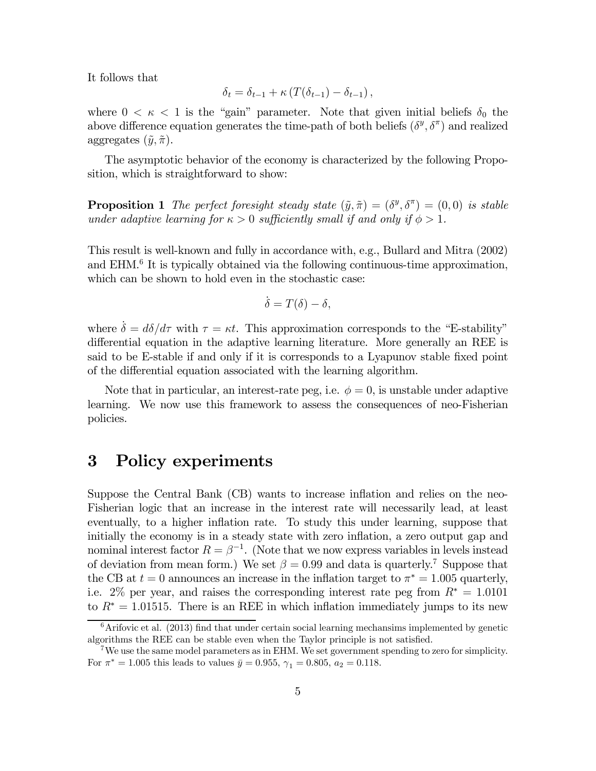It follows that

$$\delta_t = \delta_{t-1} + \kappa \left( T(\delta_{t-1}) - \delta_{t-1} \right),$$

where $0 < \kappa < 1$ is the "gain" parameter. Note that given initial beliefs $\delta_0$ the above difference equation generates the time-path of both beliefs $(\delta^y, \delta^\pi)$ and realized aggregates $(\tilde{y}, \tilde{\pi})$.

The asymptotic behavior of the economy is characterized by the following Proposition, which is straightforward to show:

**Proposition 1** *The perfect foresight steady state $(\tilde{y}, \tilde{\pi}) = (\delta^y, \delta^\pi) = (0, 0)$ is stable under adaptive learning for $\kappa > 0$ sufficiently small if and only if $\phi > 1$.*

This result is well-known and fully in accordance with, e.g., Bullard and Mitra (2002) and EHM.[6] It is typically obtained via the following continuous-time approximation, which can be shown to hold even in the stochastic case:

$$\dot{\delta} = T(\delta) - \delta,$$

where $\dot{\delta} = d\delta/d\tau$ with $\tau = \kappa t$. This approximation corresponds to the "E-stability" differential equation in the adaptive learning literature. More generally an REE is said to be E-stable if and only if it is corresponds to a Lyapunov stable fixed point of the differential equation associated with the learning algorithm.

Note that in particular, an interest-rate peg, i.e. $\phi = 0$, is unstable under adaptive learning. We now use this framework to assess the consequences of neo-Fisherian policies.

# 3 Policy experiments

Suppose the Central Bank (CB) wants to increase inflation and relies on the neo-Fisherian logic that an increase in the interest rate will necessarily lead, at least eventually, to a higher inflation rate. To study this under learning, suppose that initially the economy is in a steady state with zero inflation, a zero output gap and nominal interest factor $R = \beta^{-1}$. (Note that we now express variables in levels instead of deviation from mean form.) We set $\beta = 0.99$ and data is quarterly.[7] Suppose that the CB at $t = 0$ announces an increase in the inflation target to $\pi^* = 1.005$ quarterly, i.e. 2% per year, and raises the corresponding interest rate peg from $R^* = 1.0101$ to $R^* = 1.01515$. There is an REE in which inflation immediately jumps to its new

[6] Arifovic et al. (2013) find that under certain social learning mechansims implemented by genetic algorithms the REE can be stable even when the Taylor principle is not satisfied.

[7] We use the same model parameters as in EHM. We set government spending to zero for simplicity. For $\pi^* = 1.005$ this leads to values $\bar{y} = 0.955$, $\gamma_1 = 0.805$, $a_2 = 0.118$.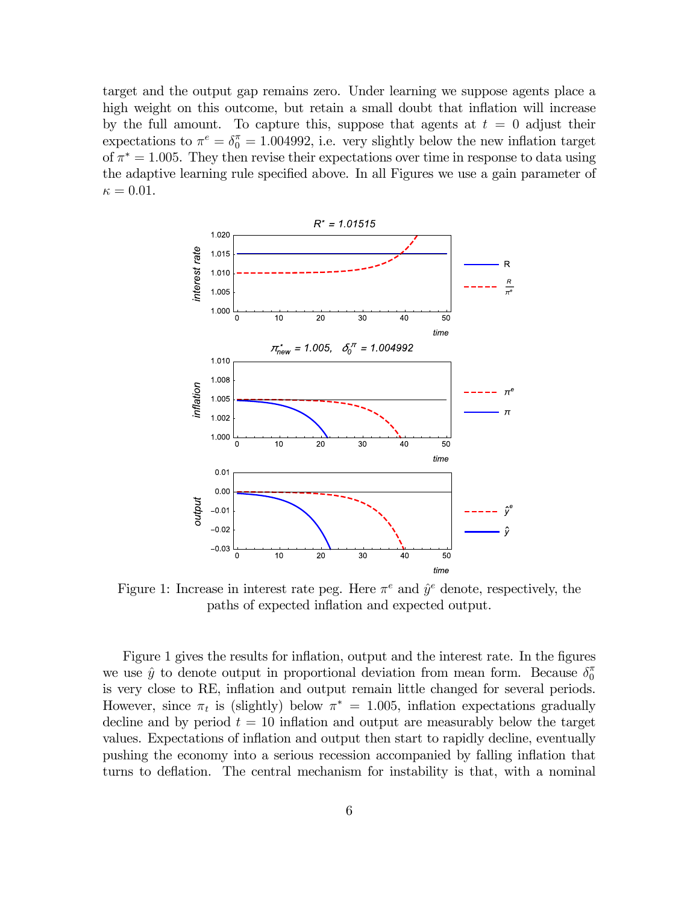target and the output gap remains zero. Under learning we suppose agents place a high weight on this outcome, but retain a small doubt that inflation will increase by the full amount. To capture this, suppose that agents at $t = 0$ adjust their expectations to $\pi^e = \delta_0^\pi = 1.004992$, i.e. very slightly below the new inflation target of $\pi^* = 1.005$. They then revise their expectations over time in response to data using the adaptive learning rule specified above. In all Figures we use a gain parameter of $\kappa = 0.01$.

Figure 1: Increase in interest rate peg. Here $\pi^e$ and $\hat{y}^e$ denote, respectively, the paths of expected inflation and expected output.

Figure 1 gives the results for inflation, output and the interest rate. In the figures we use $\hat{y}$ to denote output in proportional deviation from mean form. Because $\delta_0^\pi$ is very close to RE, inflation and output remain little changed for several periods. However, since $\pi_t$ is (slightly) below $\pi^* = 1.005$, inflation expectations gradually decline and by period $t = 10$ inflation and output are measurably below the target values. Expectations of inflation and output then start to rapidly decline, eventually pushing the economy into a serious recession accompanied by falling inflation that turns to deflation. The central mechanism for instability is that, with a nominal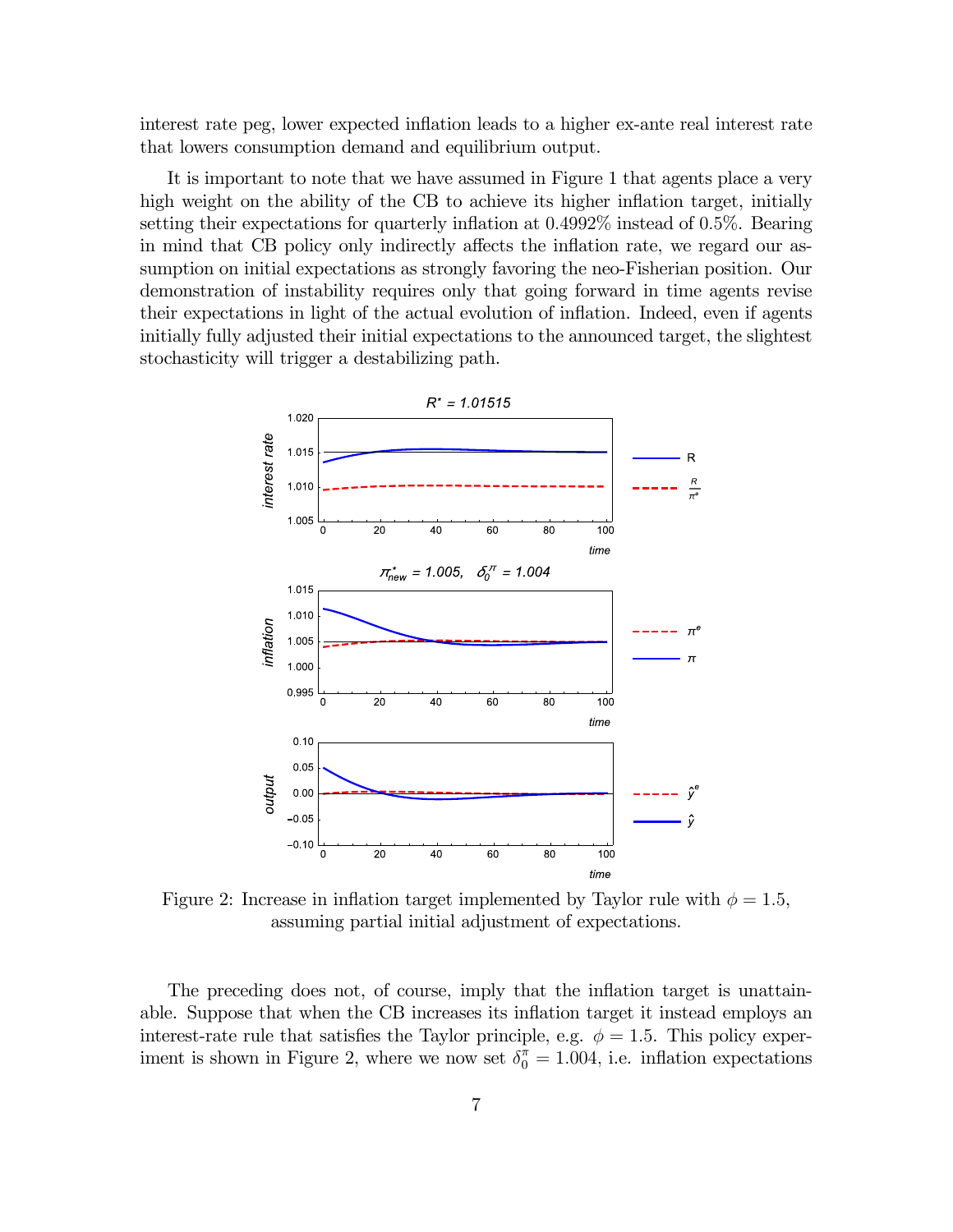interest rate peg, lower expected inflation leads to a higher ex-ante real interest rate that lowers consumption demand and equilibrium output.

It is important to note that we have assumed in Figure 1 that agents place a very high weight on the ability of the CB to achieve its higher inflation target, initially setting their expectations for quarterly inflation at 0.4992% instead of 0.5%. Bearing in mind that CB policy only indirectly affects the inflation rate, we regard our assumption on initial expectations as strongly favoring the neo-Fisherian position. Our demonstration of instability requires only that going forward in time agents revise their expectations in light of the actual evolution of inflation. Indeed, even if agents initially fully adjusted their initial expectations to the announced target, the slightest stochasticity will trigger a destabilizing path.

Figure 2: Increase in inflation target implemented by Taylor rule with $\phi = 1.5$, assuming partial initial adjustment of expectations.

The preceding does not, of course, imply that the inflation target is unattainable. Suppose that when the CB increases its inflation target it instead employs an interest-rate rule that satisfies the Taylor principle, e.g. $\phi = 1.5$. This policy experiment is shown in Figure 2, where we now set $\delta_0^\pi = 1.004$, i.e. inflation expectations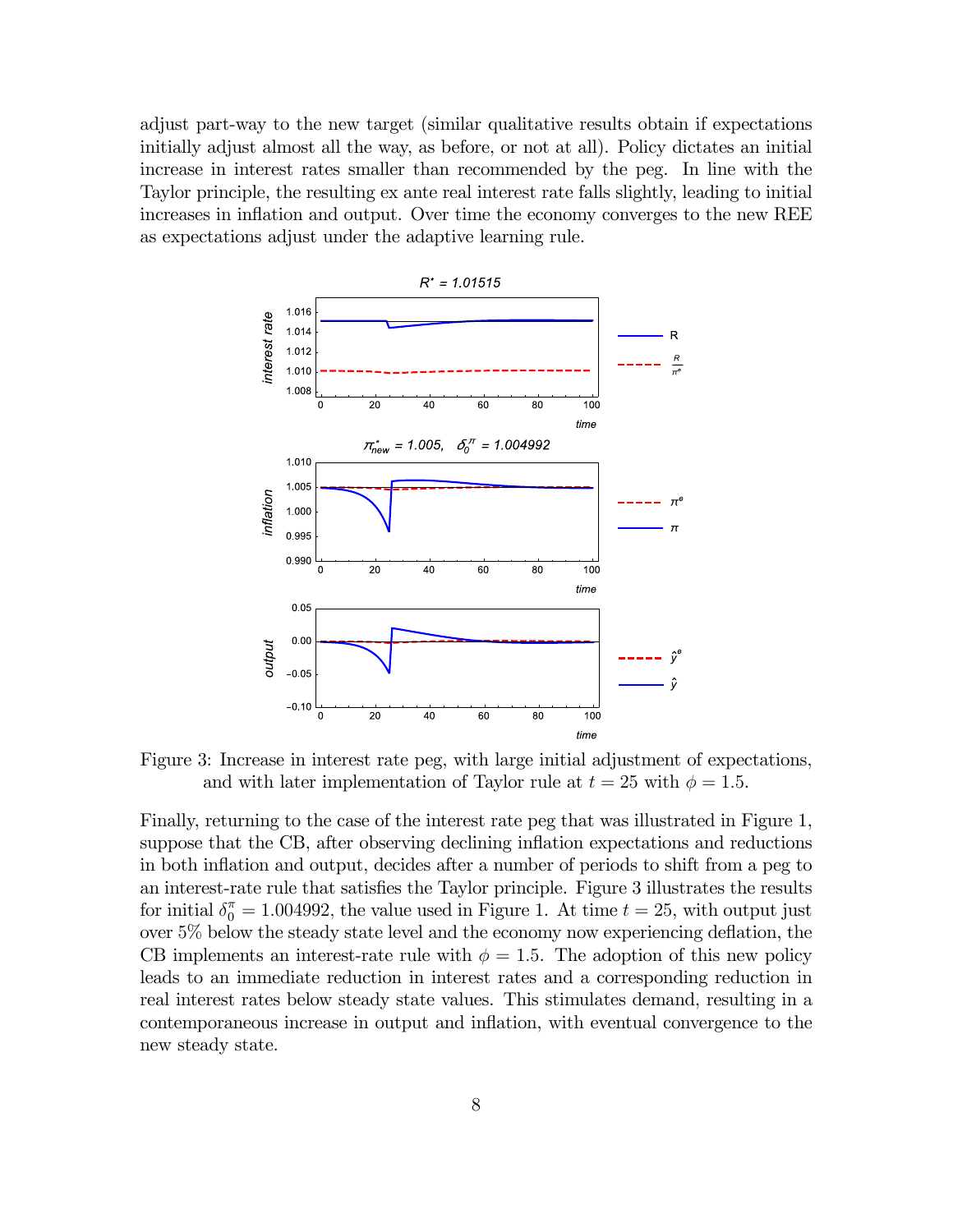adjust part-way to the new target (similar qualitative results obtain if expectations initially adjust almost all the way, as before, or not at all). Policy dictates an initial increase in interest rates smaller than recommended by the peg. In line with the Taylor principle, the resulting ex ante real interest rate falls slightly, leading to initial increases in inflation and output. Over time the economy converges to the new REE as expectations adjust under the adaptive learning rule.

Figure 3: Increase in interest rate peg, with large initial adjustment of expectations, and with later implementation of Taylor rule at $t = 25$ with $\phi = 1.5$.

Finally, returning to the case of the interest rate peg that was illustrated in Figure 1, suppose that the CB, after observing declining inflation expectations and reductions in both inflation and output, decides after a number of periods to shift from a peg to an interest-rate rule that satisfies the Taylor principle. Figure 3 illustrates the results for initial $\delta_0^\pi = 1.004992$, the value used in Figure 1. At time $t = 25$, with output just over 5% below the steady state level and the economy now experiencing deflation, the CB implements an interest-rate rule with $\phi = 1.5$. The adoption of this new policy leads to an immediate reduction in interest rates and a corresponding reduction in real interest rates below steady state values. This stimulates demand, resulting in a contemporaneous increase in output and inflation, with eventual convergence to the new steady state.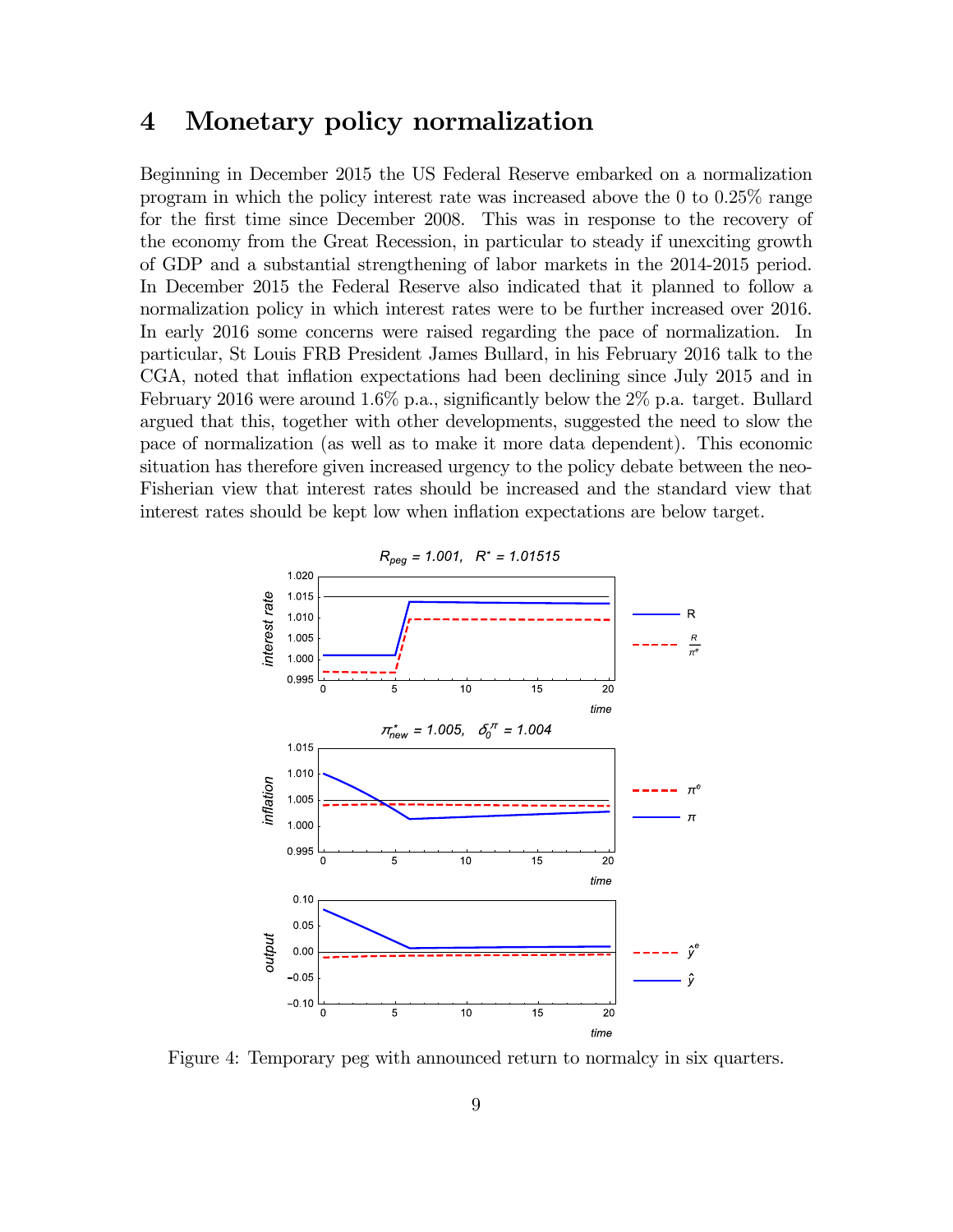## 4 Monetary policy normalization

Beginning in December 2015 the US Federal Reserve embarked on a normalization program in which the policy interest rate was increased above the 0 to 0.25% range for the first time since December 2008. This was in response to the recovery of the economy from the Great Recession, in particular to steady if unexciting growth of GDP and a substantial strengthening of labor markets in the 2014-2015 period. In December 2015 the Federal Reserve also indicated that it planned to follow a normalization policy in which interest rates were to be further increased over 2016. In early 2016 some concerns were raised regarding the pace of normalization. In particular, St Louis FRB President James Bullard, in his February 2016 talk to the CGA, noted that inflation expectations had been declining since July 2015 and in February 2016 were around 1.6% p.a., significantly below the 2% p.a. target. Bullard argued that this, together with other developments, suggested the need to slow the pace of normalization (as well as to make it more data dependent). This economic situation has therefore given increased urgency to the policy debate between the neo-Fisherian view that interest rates should be increased and the standard view that interest rates should be kept low when inflation expectations are below target.

Figure 4: Temporary peg with announced return to normalcy in six quarters.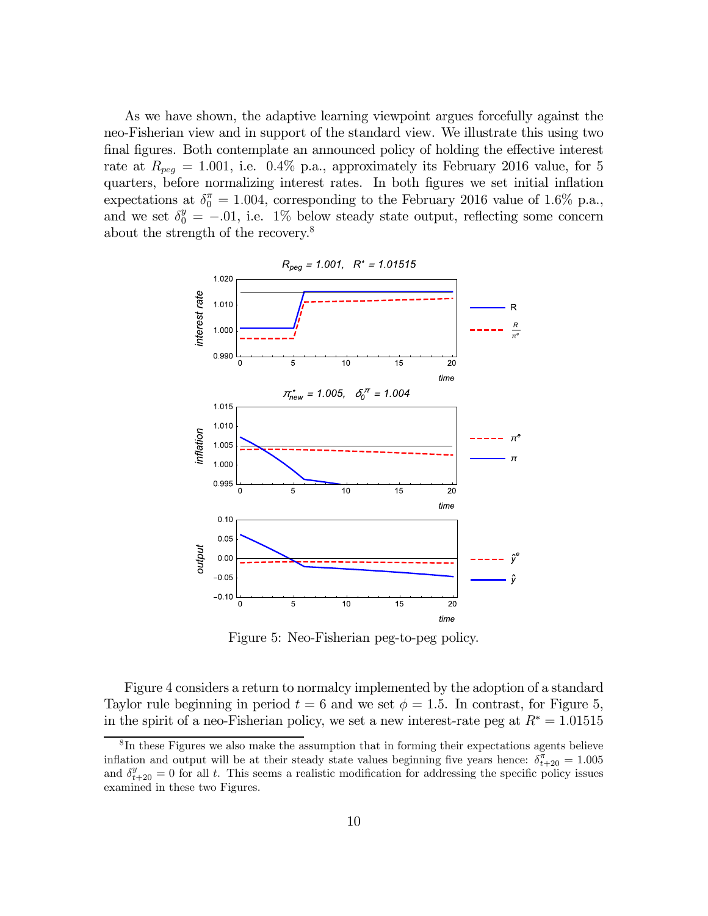As we have shown, the adaptive learning viewpoint argues forcefully against the neo-Fisherian view and in support of the standard view. We illustrate this using two final figures. Both contemplate an announced policy of holding the effective interest rate at $R_{peg} = 1.001$, i.e. 0.4% p.a., approximately its February 2016 value, for 5 quarters, before normalizing interest rates. In both figures we set initial inflation expectations at $\delta_0^{\pi} = 1.004$, corresponding to the February 2016 value of 1.6% p.a., and we set $\delta_0^{y} = -.01$, i.e. 1% below steady state output, reflecting some concern about the strength of the recovery.[8]

Figure 5: Neo-Fisherian peg-to-peg policy.

Figure 4 considers a return to normalcy implemented by the adoption of a standard Taylor rule beginning in period $t = 6$ and we set $\phi = 1.5$. In contrast, for Figure 5, in the spirit of a neo-Fisherian policy, we set a new interest-rate peg at $R^* = 1.01515$

[8] In these Figures we also make the assumption that in forming their expectations agents believe inflation and output will be at their steady state values beginning five years hence: $\delta_{t+20}^{\pi} = 1.005$ and $\delta_{t+20}^{y} = 0$ for all $t$. This seems a realistic modification for addressing the specific policy issues examined in these two Figures.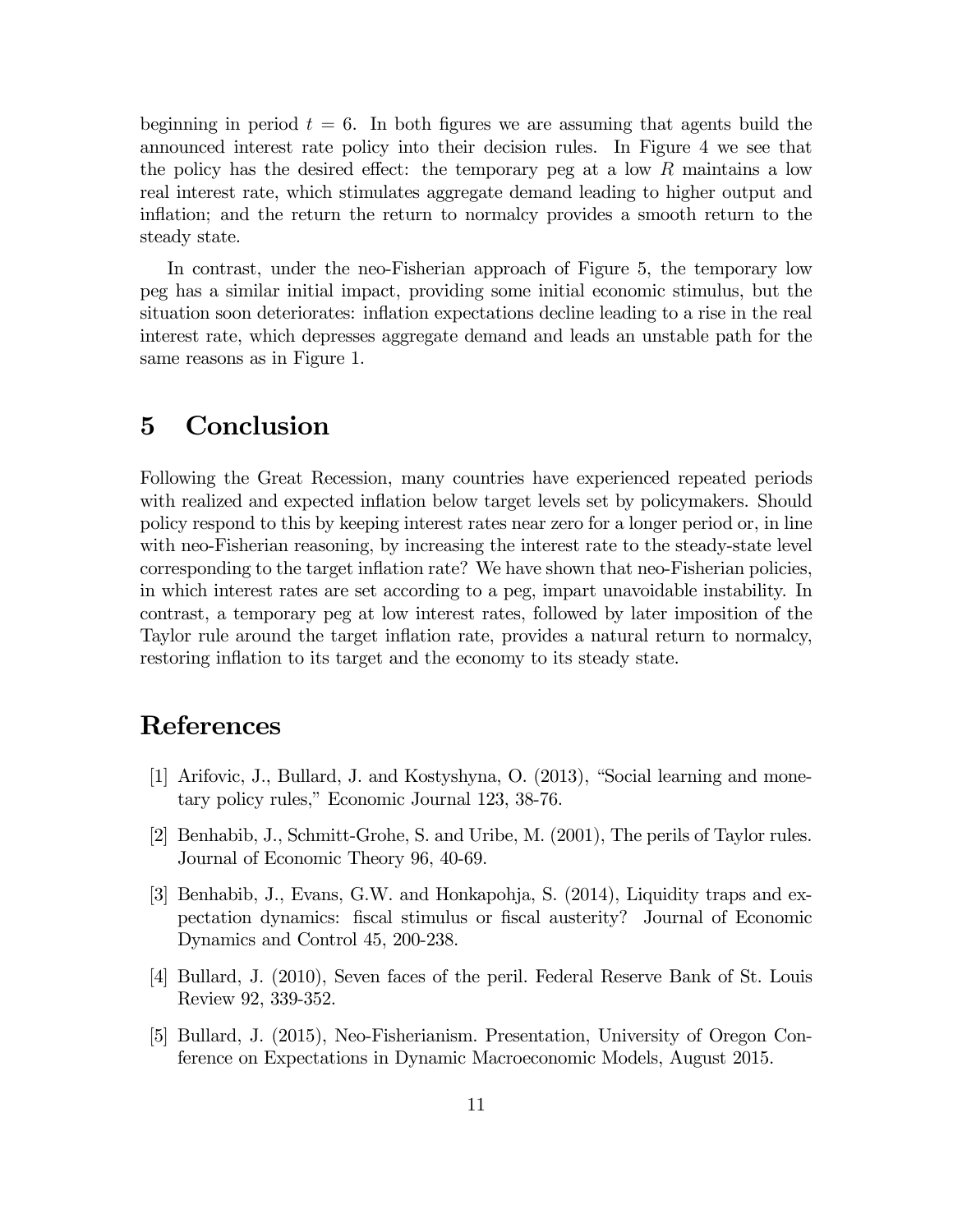beginning in period $t = 6$. In both figures we are assuming that agents build the announced interest rate policy into their decision rules. In Figure 4 we see that the policy has the desired effect: the temporary peg at a low $R$ maintains a low real interest rate, which stimulates aggregate demand leading to higher output and inflation; and the return the return to normalcy provides a smooth return to the steady state.

In contrast, under the neo-Fisherian approach of Figure 5, the temporary low peg has a similar initial impact, providing some initial economic stimulus, but the situation soon deteriorates: inflation expectations decline leading to a rise in the real interest rate, which depresses aggregate demand and leads an unstable path for the same reasons as in Figure 1.

# 5 Conclusion

Following the Great Recession, many countries have experienced repeated periods with realized and expected inflation below target levels set by policymakers. Should policy respond to this by keeping interest rates near zero for a longer period or, in line with neo-Fisherian reasoning, by increasing the interest rate to the steady-state level corresponding to the target inflation rate? We have shown that neo-Fisherian policies, in which interest rates are set according to a peg, impart unavoidable instability. In contrast, a temporary peg at low interest rates, followed by later imposition of the Taylor rule around the target inflation rate, provides a natural return to normalcy, restoring inflation to its target and the economy to its steady state.

# References

[1] Arifovic, J., Bullard, J. and Kostyshyna, O. (2013), "Social learning and monetary policy rules," Economic Journal 123, 38-76.

[2] Benhabib, J., Schmitt-Grohe, S. and Uribe, M. (2001), The perils of Taylor rules. Journal of Economic Theory 96, 40-69.

[3] Benhabib, J., Evans, G.W. and Honkapohja, S. (2014), Liquidity traps and expectation dynamics: fiscal stimulus or fiscal austerity? Journal of Economic Dynamics and Control 45, 200-238.

[4] Bullard, J. (2010), Seven faces of the peril. Federal Reserve Bank of St. Louis Review 92, 339-352.

[5] Bullard, J. (2015), Neo-Fisherianism. Presentation, University of Oregon Conference on Expectations in Dynamic Macroeconomic Models, August 2015.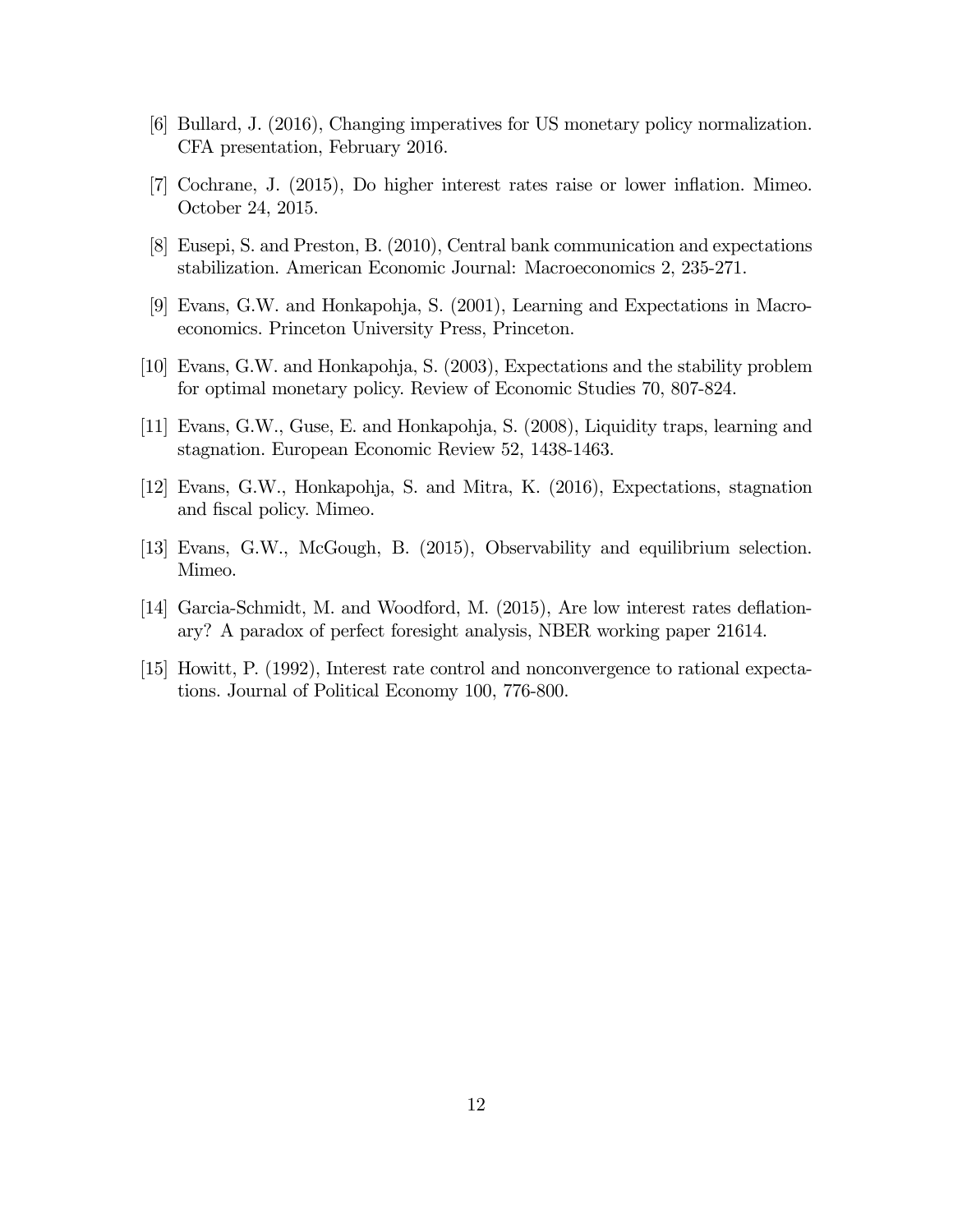[6] Bullard, J. (2016), Changing imperatives for US monetary policy normalization. CFA presentation, February 2016.

[7] Cochrane, J. (2015), Do higher interest rates raise or lower inflation. Mimeo. October 24, 2015.

[8] Eusepi, S. and Preston, B. (2010), Central bank communication and expectations stabilization. American Economic Journal: Macroeconomics 2, 235-271.

[9] Evans, G.W. and Honkapohja, S. (2001), Learning and Expectations in Macroeconomics. Princeton University Press, Princeton.

[10] Evans, G.W. and Honkapohja, S. (2003), Expectations and the stability problem for optimal monetary policy. Review of Economic Studies 70, 807-824.

[11] Evans, G.W., Guse, E. and Honkapohja, S. (2008), Liquidity traps, learning and stagnation. European Economic Review 52, 1438-1463.

[12] Evans, G.W., Honkapohja, S. and Mitra, K. (2016), Expectations, stagnation and fiscal policy. Mimeo.

[13] Evans, G.W., McGough, B. (2015), Observability and equilibrium selection. Mimeo.

[14] Garcia-Schmidt, M. and Woodford, M. (2015), Are low interest rates deflationary? A paradox of perfect foresight analysis, NBER working paper 21614.

[15] Howitt, P. (1992), Interest rate control and nonconvergence to rational expectations. Journal of Political Economy 100, 776-800.